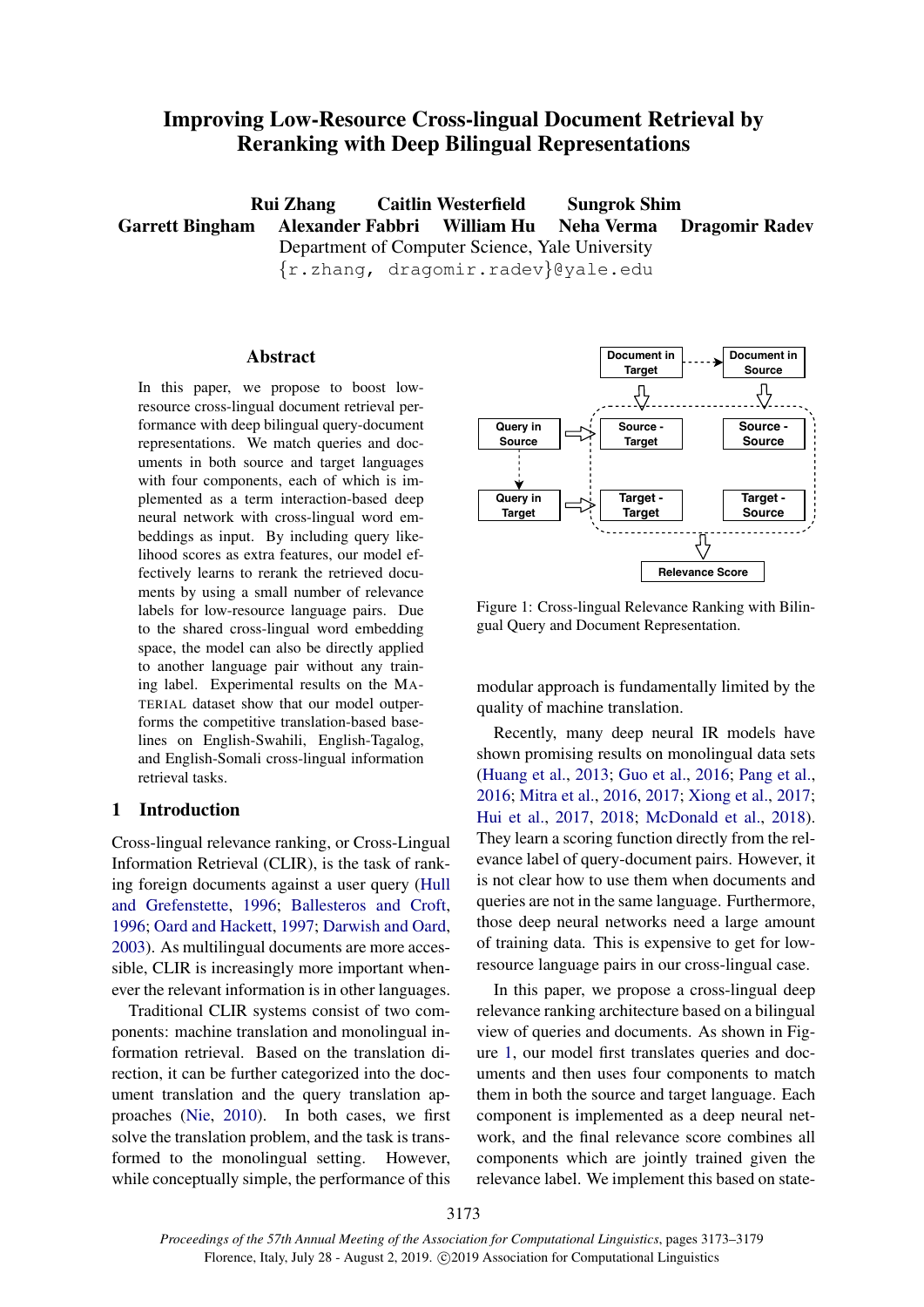# Improving Low-Resource Cross-lingual Document Retrieval by Reranking with Deep Bilingual Representations

**Rui Zhang Caitlin Westerfield Sungrok Shim**
**Garrett Bingham Alexander Fabbri William Hu Neha Verma Dragomir Radev**

Department of Computer Science, Yale University

{r.zhang, dragomir.radev}@yale.edu

## Abstract

In this paper, we propose to boost low-resource cross-lingual document retrieval performance with deep bilingual query-document representations. We match queries and documents in both source and target languages with four components, each of which is implemented as a term interaction-based deep neural network with cross-lingual word embeddings as input. By including query likelihood scores as extra features, our model effectively learns to rerank the retrieved documents by using a small number of relevance labels for low-resource language pairs. Due to the shared cross-lingual word embedding space, the model can also be directly applied to another language pair without any training label. Experimental results on the MATERIAL dataset show that our model outperforms the competitive translation-based baselines on English-Swahili, English-Tagalog, and English-Somali cross-lingual information retrieval tasks.

## 1 Introduction

Cross-lingual relevance ranking, or Cross-Lingual Information Retrieval (CLIR), is the task of ranking foreign documents against a user query (Hull and Grefenstette, 1996; Ballesteros and Croft, 1996; Oard and Hackett, 1997; Darwish and Oard, 2003). As multilingual documents are more accessible, CLIR is increasingly more important whenever the relevant information is in other languages.

Traditional CLIR systems consist of two components: machine translation and monolingual information retrieval. Based on the translation direction, it can be further categorized into the document translation and the query translation approaches (Nie, 2010). In both cases, we first solve the translation problem, and the task is transformed to the monolingual setting. However, while conceptually simple, the performance of this modular approach is fundamentally limited by the quality of machine translation.

Document in Target · Document in Source · Query in Source · Query in Target · Source - Target · Source - Source · Target - Target · Target - Source · Relevance Score

Figure 1: Cross-lingual Relevance Ranking with Bilingual Query and Document Representation.

Recently, many deep neural IR models have shown promising results on monolingual data sets (Huang et al., 2013; Guo et al., 2016; Pang et al., 2016; Mitra et al., 2016, 2017; Xiong et al., 2017; Hui et al., 2017, 2018; McDonald et al., 2018). They learn a scoring function directly from the relevance label of query-document pairs. However, it is not clear how to use them when documents and queries are not in the same language. Furthermore, those deep neural networks need a large amount of training data. This is expensive to get for low-resource language pairs in our cross-lingual case.

In this paper, we propose a cross-lingual deep relevance ranking architecture based on a bilingual view of queries and documents. As shown in Figure 1, our model first translates queries and documents and then uses four components to match them in both the source and target language. Each component is implemented as a deep neural network, and the final relevance score combines all components which are jointly trained given the relevance label. We implement this based on state-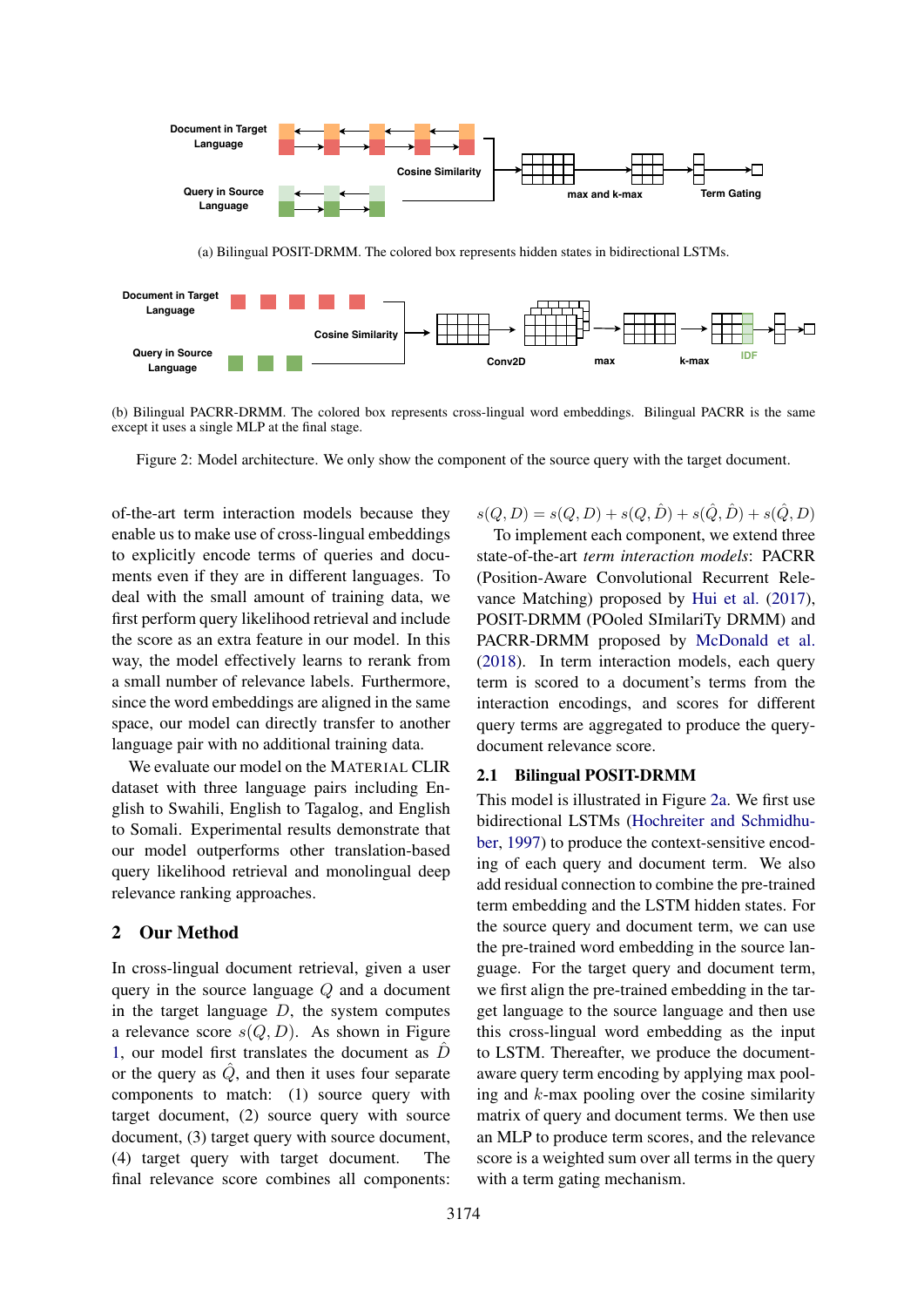(a) Bilingual POSIT-DRMM. The colored box represents hidden states in bidirectional LSTMs.

(b) Bilingual PACRR-DRMM. The colored box represents cross-lingual word embeddings. Bilingual PACRR is the same except it uses a single MLP at the final stage.

Figure 2: Model architecture. We only show the component of the source query with the target document.

of-the-art term interaction models because they enable us to make use of cross-lingual embeddings to explicitly encode terms of queries and documents even if they are in different languages. To deal with the small amount of training data, we first perform query likelihood retrieval and include the score as an extra feature in our model. In this way, the model effectively learns to rerank from a small number of relevance labels. Furthermore, since the word embeddings are aligned in the same space, our model can directly transfer to another language pair with no additional training data.

We evaluate our model on the MATERIAL CLIR dataset with three language pairs including English to Swahili, English to Tagalog, and English to Somali. Experimental results demonstrate that our model outperforms other translation-based query likelihood retrieval and monolingual deep relevance ranking approaches.

## 2 Our Method

In cross-lingual document retrieval, given a user query in the source language $Q$ and a document in the target language $D$, the system computes a relevance score $s(Q, D)$. As shown in Figure 1, our model first translates the document as $\hat{D}$ or the query as $\hat{Q}$, and then it uses four separate components to match: (1) source query with target document, (2) source query with source document, (3) target query with source document, (4) target query with target document. The final relevance score combines all components:

$$s(Q, D) = s(Q, D) + s(Q, \hat{D}) + s(\hat{Q}, \hat{D}) + s(\hat{Q}, D)$$

To implement each component, we extend three state-of-the-art *term interaction models*: PACRR (Position-Aware Convolutional Recurrent Relevance Matching) proposed by Hui et al. (2017), POSIT-DRMM (POoled SImilariTy DRMM) and PACRR-DRMM proposed by McDonald et al. (2018). In term interaction models, each query term is scored to a document's terms from the interaction encodings, and scores for different query terms are aggregated to produce the query-document relevance score.

### 2.1 Bilingual POSIT-DRMM

This model is illustrated in Figure 2a. We first use bidirectional LSTMs (Hochreiter and Schmidhuber, 1997) to produce the context-sensitive encoding of each query and document term. We also add residual connection to combine the pre-trained term embedding and the LSTM hidden states. For the source query and document term, we can use the pre-trained word embedding in the source language. For the target query and document term, we first align the pre-trained embedding in the target language to the source language and then use this cross-lingual word embedding as the input to LSTM. Thereafter, we produce the document-aware query term encoding by applying max pooling and $k$-max pooling over the cosine similarity matrix of query and document terms. We then use an MLP to produce term scores, and the relevance score is a weighted sum over all terms in the query with a term gating mechanism.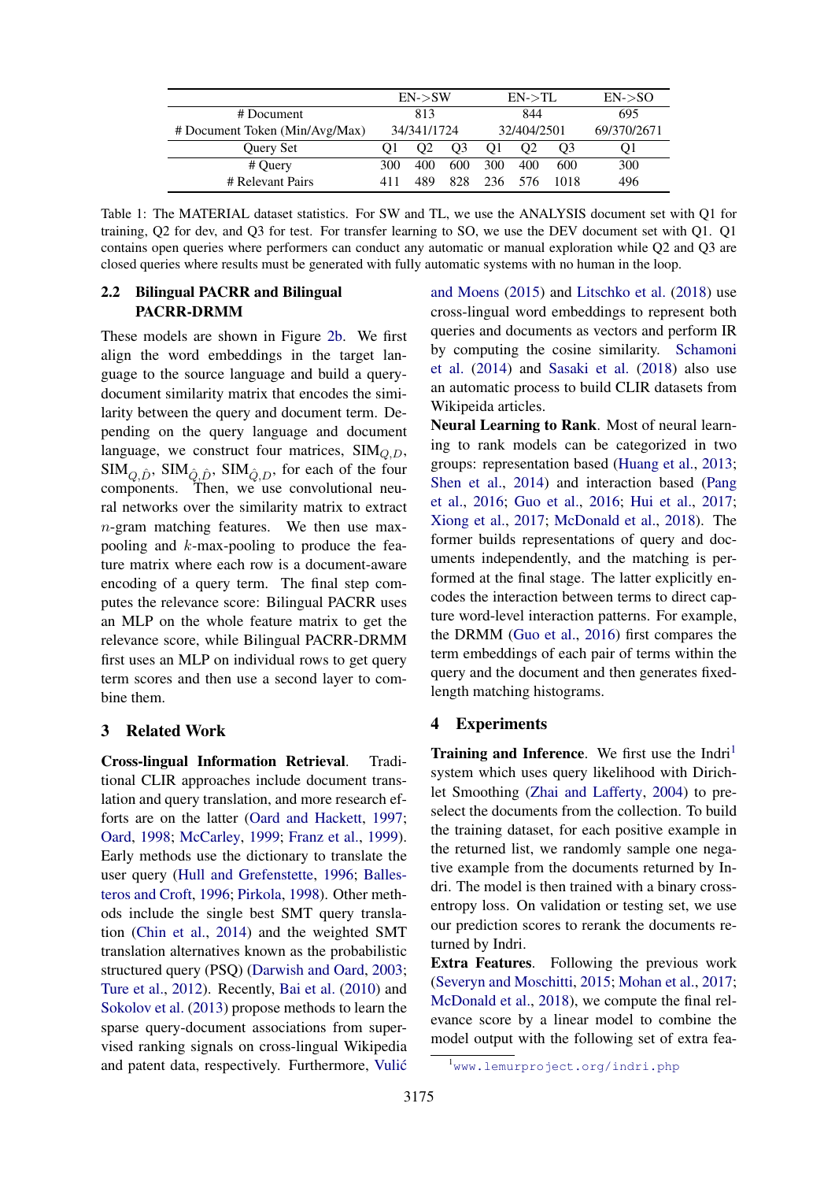| | EN->SW | | | EN->TL | | | EN->SO |
|---|---|---|---|---|---|---|---|
| # Document | 813 | | | 844 | | | 695 |
| # Document Token (Min/Avg/Max) | 34/341/1724 | | | 32/404/2501 | | | 69/370/2671 |
| Query Set | Q1 | Q2 | Q3 | Q1 | Q2 | Q3 | Q1 |
| # Query | 300 | 400 | 600 | 300 | 400 | 600 | 300 |
| # Relevant Pairs | 411 | 489 | 828 | 236 | 576 | 1018 | 496 |

Table 1: The MATERIAL dataset statistics. For SW and TL, we use the ANALYSIS document set with Q1 for training, Q2 for dev, and Q3 for test. For transfer learning to SO, we use the DEV document set with Q1. Q1 contains open queries where performers can conduct any automatic or manual exploration while Q2 and Q3 are closed queries where results must be generated with fully automatic systems with no human in the loop.

### 2.2 Bilingual PACRR and Bilingual PACRR-DRMM

These models are shown in Figure 2b. We first align the word embeddings in the target language to the source language and build a query-document similarity matrix that encodes the similarity between the query and document term. Depending on the query language and document language, we construct four matrices, $\text{SIM}_{Q,D}$, $\text{SIM}_{Q,\hat{D}}$, $\text{SIM}_{\hat{Q},\hat{D}}$, $\text{SIM}_{\hat{Q},D}$, for each of the four components. Then, we use convolutional neural networks over the similarity matrix to extract $n$-gram matching features. We then use max-pooling and $k$-max-pooling to produce the feature matrix where each row is a document-aware encoding of a query term. The final step computes the relevance score: Bilingual PACRR uses an MLP on the whole feature matrix to get the relevance score, while Bilingual PACRR-DRMM first uses an MLP on individual rows to get query term scores and then use a second layer to combine them.

## 3 Related Work

**Cross-lingual Information Retrieval**. Traditional CLIR approaches include document translation and query translation, and more research efforts are on the latter (Oard and Hackett, 1997; Oard, 1998; McCarley, 1999; Franz et al., 1999). Early methods use the dictionary to translate the user query (Hull and Grefenstette, 1996; Ballesteros and Croft, 1996; Pirkola, 1998). Other methods include the single best SMT query translation (Chin et al., 2014) and the weighted SMT translation alternatives known as the probabilistic structured query (PSQ) (Darwish and Oard, 2003; Ture et al., 2012). Recently, Bai et al. (2010) and Sokolov et al. (2013) propose methods to learn the sparse query-document associations from supervised ranking signals on cross-lingual Wikipedia and patent data, respectively. Furthermore, Vulić and Moens (2015) and Litschko et al. (2018) use cross-lingual word embeddings to represent both queries and documents as vectors and perform IR by computing the cosine similarity. Schamoni et al. (2014) and Sasaki et al. (2018) also use an automatic process to build CLIR datasets from Wikipeida articles.

**Neural Learning to Rank**. Most of neural learning to rank models can be categorized in two groups: representation based (Huang et al., 2013; Shen et al., 2014) and interaction based (Pang et al., 2016; Guo et al., 2016; Hui et al., 2017; Xiong et al., 2017; McDonald et al., 2018). The former builds representations of query and documents independently, and the matching is performed at the final stage. The latter explicitly encodes the interaction between terms to direct capture word-level interaction patterns. For example, the DRMM (Guo et al., 2016) first compares the term embeddings of each pair of terms within the query and the document and then generates fixed-length matching histograms.

## 4 Experiments

**Training and Inference**. We first use the Indri[1] system which uses query likelihood with Dirichlet Smoothing (Zhai and Lafferty, 2004) to preselect the documents from the collection. To build the training dataset, for each positive example in the returned list, we randomly sample one negative example from the documents returned by Indri. The model is then trained with a binary cross-entropy loss. On validation or testing set, we use our prediction scores to rerank the documents returned by Indri.

**Extra Features**. Following the previous work (Severyn and Moschitti, 2015; Mohan et al., 2017; McDonald et al., 2018), we compute the final relevance score by a linear model to combine the model output with the following set of extra fea-

[1] www.lemurproject.org/indri.php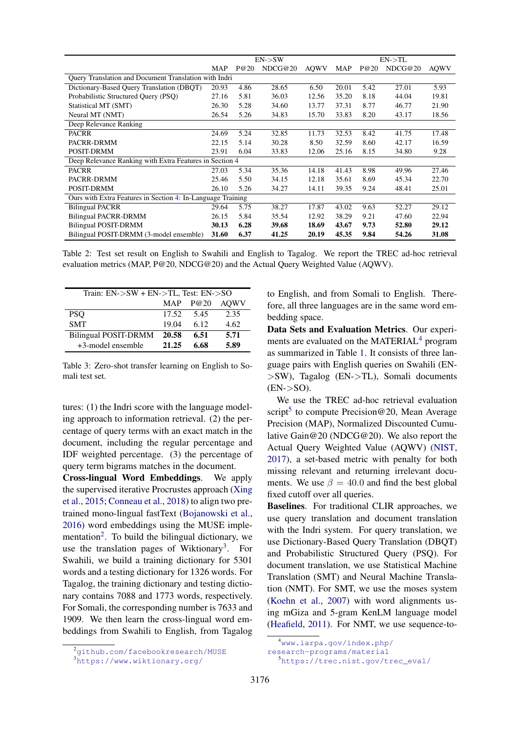| | EN->SW | | | | EN->TL | | | |
|---|---|---|---|---|---|---|---|---|
| | MAP | P@20 | NDCG@20 | AQWV | MAP | P@20 | NDCG@20 | AQWV |
| Query Translation and Document Translation with Indri | | | | | | | | |
| Dictionary-Based Query Translation (DBQT) | 20.93 | 4.86 | 28.65 | 6.50 | 20.01 | 5.42 | 27.01 | 5.93 |
| Probabilistic Structured Query (PSQ) | 27.16 | 5.81 | 36.03 | 12.56 | 35.20 | 8.18 | 44.04 | 19.81 |
| Statistical MT (SMT) | 26.30 | 5.28 | 34.60 | 13.77 | 37.31 | 8.77 | 46.77 | 21.90 |
| Neural MT (NMT) | 26.54 | 5.26 | 34.83 | 15.70 | 33.83 | 8.20 | 43.17 | 18.56 |
| Deep Relevance Ranking | | | | | | | | |
| PACRR | 24.69 | 5.24 | 32.85 | 11.73 | 32.53 | 8.42 | 41.75 | 17.48 |
| PACRR-DRMM | 22.15 | 5.14 | 30.28 | 8.50 | 32.59 | 8.60 | 42.17 | 16.59 |
| POSIT-DRMM | 23.91 | 6.04 | 33.83 | 12.06 | 25.16 | 8.15 | 34.80 | 9.28 |
| Deep Relevance Ranking with Extra Features in Section 4 | | | | | | | | |
| PACRR | 27.03 | 5.34 | 35.36 | 14.18 | 41.43 | 8.98 | 49.96 | 27.46 |
| PACRR-DRMM | 25.46 | 5.50 | 34.15 | 12.18 | 35.61 | 8.69 | 45.34 | 22.70 |
| POSIT-DRMM | 26.10 | 5.26 | 34.27 | 14.11 | 39.35 | 9.24 | 48.41 | 25.01 |
| Ours with Extra Features in Section 4: In-Language Training | | | | | | | | |
| Bilingual PACRR | 29.64 | 5.75 | 38.27 | 17.87 | 43.02 | 9.63 | 52.27 | 29.12 |
| Bilingual PACRR-DRMM | 26.15 | 5.84 | 35.54 | 12.92 | 38.29 | 9.21 | 47.60 | 22.94 |
| Bilingual POSIT-DRMM | **30.13** | **6.28** | **39.68** | **18.69** | **43.67** | **9.73** | **52.80** | **29.12** |
| Bilingual POSIT-DRMM (3-model ensemble) | **31.60** | **6.37** | **41.25** | **20.19** | **45.35** | **9.84** | **54.26** | **31.08** |

Table 2: Test set result on English to Swahili and English to Tagalog. We report the TREC ad-hoc retrieval evaluation metrics (MAP, P@20, NDCG@20) and the Actual Query Weighted Value (AQWV).

| Train: EN->SW + EN->TL, Test: EN->SO | | | |
|---|---|---|---|
| | MAP | P@20 | AQWV |
| PSQ | 17.52 | 5.45 | 2.35 |
| SMT | 19.04 | 6.12 | 4.62 |
| Bilingual POSIT-DRMM | **20.58** | **6.51** | **5.71** |
| +3-model ensemble | **21.25** | **6.68** | **5.89** |

Table 3: Zero-shot transfer learning on English to Somali test set.

tures: (1) the Indri score with the language modeling approach to information retrieval. (2) the percentage of query terms with an exact match in the document, including the regular percentage and IDF weighted percentage. (3) the percentage of query term bigrams matches in the document.

**Cross-lingual Word Embeddings**. We apply the supervised iterative Procrustes approach (Xing et al., 2015; Conneau et al., 2018) to align two pre-trained mono-lingual fastText (Bojanowski et al., 2016) word embeddings using the MUSE implementation[2]. To build the bilingual dictionary, we use the translation pages of Wiktionary[3]. For Swahili, we build a training dictionary for 5301 words and a testing dictionary for 1326 words. For Tagalog, the training dictionary and testing dictionary contains 7088 and 1773 words, respectively. For Somali, the corresponding number is 7633 and 1909. We then learn the cross-lingual word embeddings from Swahili to English, from Tagalog to English, and from Somali to English. Therefore, all three languages are in the same word embedding space.

**Data Sets and Evaluation Metrics**. Our experiments are evaluated on the MATERIAL[4] program as summarized in Table 1. It consists of three language pairs with English queries on Swahili (EN->SW), Tagalog (EN->TL), Somali documents (EN->SO).

We use the TREC ad-hoc retrieval evaluation script[5] to compute Precision@20, Mean Average Precision (MAP), Normalized Discounted Cumulative Gain@20 (NDCG@20). We also report the Actual Query Weighted Value (AQWV) (NIST, 2017), a set-based metric with penalty for both missing relevant and returning irrelevant documents. We use $\beta = 40.0$ and find the best global fixed cutoff over all queries.

**Baselines**. For traditional CLIR approaches, we use query translation and document translation with the Indri system. For query translation, we use Dictionary-Based Query Translation (DBQT) and Probabilistic Structured Query (PSQ). For document translation, we use Statistical Machine Translation (SMT) and Neural Machine Translation (NMT). For SMT, we use the moses system (Koehn et al., 2007) with word alignments using mGiza and 5-gram KenLM language model (Heafield, 2011). For NMT, we use sequence-to-

[2] github.com/facebookresearch/MUSE

[3] https://www.wiktionary.org/

[4] www.iarpa.gov/index.php/research-programs/material

[5] https://trec.nist.gov/trec_eval/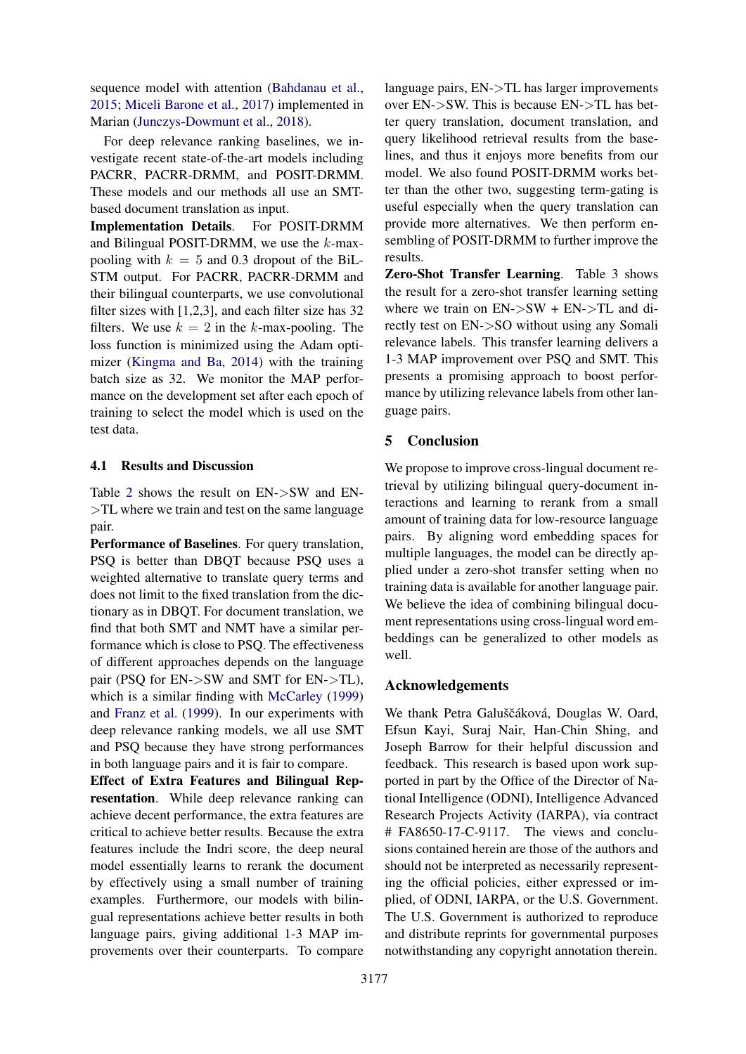sequence model with attention (Bahdanau et al., 2015; Miceli Barone et al., 2017) implemented in Marian (Junczys-Dowmunt et al., 2018).

For deep relevance ranking baselines, we investigate recent state-of-the-art models including PACRR, PACRR-DRMM, and POSIT-DRMM. These models and our methods all use an SMT-based document translation as input.

**Implementation Details**. For POSIT-DRMM and Bilingual POSIT-DRMM, we use the $k$-max-pooling with $k = 5$ and 0.3 dropout of the BiLSTM output. For PACRR, PACRR-DRMM and their bilingual counterparts, we use convolutional filter sizes with [1,2,3], and each filter size has 32 filters. We use $k = 2$ in the $k$-max-pooling. The loss function is minimized using the Adam optimizer (Kingma and Ba, 2014) with the training batch size as 32. We monitor the MAP performance on the development set after each epoch of training to select the model which is used on the test data.

### 4.1 Results and Discussion

Table 2 shows the result on EN->SW and EN->TL where we train and test on the same language pair.

**Performance of Baselines**. For query translation, PSQ is better than DBQT because PSQ uses a weighted alternative to translate query terms and does not limit to the fixed translation from the dictionary as in DBQT. For document translation, we find that both SMT and NMT have a similar performance which is close to PSQ. The effectiveness of different approaches depends on the language pair (PSQ for EN->SW and SMT for EN->TL), which is a similar finding with McCarley (1999) and Franz et al. (1999). In our experiments with deep relevance ranking models, we all use SMT and PSQ because they have strong performances in both language pairs and it is fair to compare.

**Effect of Extra Features and Bilingual Representation**. While deep relevance ranking can achieve decent performance, the extra features are critical to achieve better results. Because the extra features include the Indri score, the deep neural model essentially learns to rerank the document by effectively using a small number of training examples. Furthermore, our models with bilingual representations achieve better results in both language pairs, giving additional 1-3 MAP improvements over their counterparts. To compare language pairs, EN->TL has larger improvements over EN->SW. This is because EN->TL has better query translation, document translation, and query likelihood retrieval results from the baselines, and thus it enjoys more benefits from our model. We also found POSIT-DRMM works better than the other two, suggesting term-gating is useful especially when the query translation can provide more alternatives. We then perform ensembling of POSIT-DRMM to further improve the results.

**Zero-Shot Transfer Learning**. Table 3 shows the result for a zero-shot transfer learning setting where we train on EN->SW + EN->TL and directly test on EN->SO without using any Somali relevance labels. This transfer learning delivers a 1-3 MAP improvement over PSQ and SMT. This presents a promising approach to boost performance by utilizing relevance labels from other language pairs.

## 5 Conclusion

We propose to improve cross-lingual document retrieval by utilizing bilingual query-document interactions and learning to rerank from a small amount of training data for low-resource language pairs. By aligning word embedding spaces for multiple languages, the model can be directly applied under a zero-shot transfer setting when no training data is available for another language pair. We believe the idea of combining bilingual document representations using cross-lingual word embeddings can be generalized to other models as well.

## Acknowledgements

We thank Petra Galuščáková, Douglas W. Oard, Efsun Kayi, Suraj Nair, Han-Chin Shing, and Joseph Barrow for their helpful discussion and feedback. This research is based upon work supported in part by the Office of the Director of National Intelligence (ODNI), Intelligence Advanced Research Projects Activity (IARPA), via contract # FA8650-17-C-9117. The views and conclusions contained herein are those of the authors and should not be interpreted as necessarily representing the official policies, either expressed or implied, of ODNI, IARPA, or the U.S. Government. The U.S. Government is authorized to reproduce and distribute reprints for governmental purposes notwithstanding any copyright annotation therein.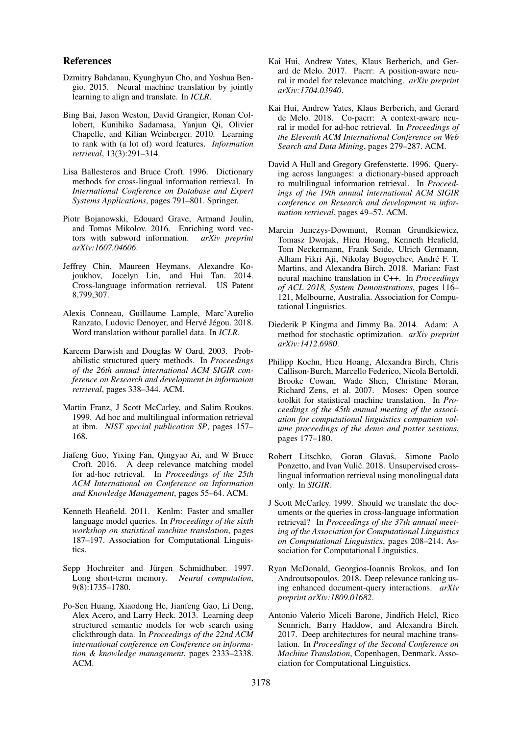## References

Dzmitry Bahdanau, Kyunghyun Cho, and Yoshua Bengio. 2015. Neural machine translation by jointly learning to align and translate. In *ICLR*.

Bing Bai, Jason Weston, David Grangier, Ronan Collobert, Kunihiko Sadamasa, Yanjun Qi, Olivier Chapelle, and Kilian Weinberger. 2010. Learning to rank with (a lot of) word features. *Information retrieval*, 13(3):291–314.

Lisa Ballesteros and Bruce Croft. 1996. Dictionary methods for cross-lingual information retrieval. In *International Conference on Database and Expert Systems Applications*, pages 791–801. Springer.

Piotr Bojanowski, Edouard Grave, Armand Joulin, and Tomas Mikolov. 2016. Enriching word vectors with subword information. *arXiv preprint arXiv:1607.04606*.

Jeffrey Chin, Maureen Heymans, Alexandre Kojoukhov, Jocelyn Lin, and Hui Tan. 2014. Cross-language information retrieval. US Patent 8,799,307.

Alexis Conneau, Guillaume Lample, Marc'Aurelio Ranzato, Ludovic Denoyer, and Hervé Jégou. 2018. Word translation without parallel data. In *ICLR*.

Kareem Darwish and Douglas W Oard. 2003. Probabilistic structured query methods. In *Proceedings of the 26th annual international ACM SIGIR conference on Research and development in informaion retrieval*, pages 338–344. ACM.

Martin Franz, J Scott McCarley, and Salim Roukos. 1999. Ad hoc and multilingual information retrieval at ibm. *NIST special publication SP*, pages 157–168.

Jiafeng Guo, Yixing Fan, Qingyao Ai, and W Bruce Croft. 2016. A deep relevance matching model for ad-hoc retrieval. In *Proceedings of the 25th ACM International on Conference on Information and Knowledge Management*, pages 55–64. ACM.

Kenneth Heafield. 2011. Kenlm: Faster and smaller language model queries. In *Proceedings of the sixth workshop on statistical machine translation*, pages 187–197. Association for Computational Linguistics.

Sepp Hochreiter and Jürgen Schmidhuber. 1997. Long short-term memory. *Neural computation*, 9(8):1735–1780.

Po-Sen Huang, Xiaodong He, Jianfeng Gao, Li Deng, Alex Acero, and Larry Heck. 2013. Learning deep structured semantic models for web search using clickthrough data. In *Proceedings of the 22nd ACM international conference on Conference on information & knowledge management*, pages 2333–2338. ACM.

Kai Hui, Andrew Yates, Klaus Berberich, and Gerard de Melo. 2017. Pacrr: A position-aware neural ir model for relevance matching. *arXiv preprint arXiv:1704.03940*.

Kai Hui, Andrew Yates, Klaus Berberich, and Gerard de Melo. 2018. Co-pacrr: A context-aware neural ir model for ad-hoc retrieval. In *Proceedings of the Eleventh ACM International Conference on Web Search and Data Mining*, pages 279–287. ACM.

David A Hull and Gregory Grefenstette. 1996. Querying across languages: a dictionary-based approach to multilingual information retrieval. In *Proceedings of the 19th annual international ACM SIGIR conference on Research and development in information retrieval*, pages 49–57. ACM.

Marcin Junczys-Dowmunt, Roman Grundkiewicz, Tomasz Dwojak, Hieu Hoang, Kenneth Heafield, Tom Neckermann, Frank Seide, Ulrich Germann, Alham Fikri Aji, Nikolay Bogoychev, André F. T. Martins, and Alexandra Birch. 2018. Marian: Fast neural machine translation in C++. In *Proceedings of ACL 2018, System Demonstrations*, pages 116–121, Melbourne, Australia. Association for Computational Linguistics.

Diederik P Kingma and Jimmy Ba. 2014. Adam: A method for stochastic optimization. *arXiv preprint arXiv:1412.6980*.

Philipp Koehn, Hieu Hoang, Alexandra Birch, Chris Callison-Burch, Marcello Federico, Nicola Bertoldi, Brooke Cowan, Wade Shen, Christine Moran, Richard Zens, et al. 2007. Moses: Open source toolkit for statistical machine translation. In *Proceedings of the 45th annual meeting of the association for computational linguistics companion volume proceedings of the demo and poster sessions*, pages 177–180.

Robert Litschko, Goran Glavaš, Simone Paolo Ponzetto, and Ivan Vulić. 2018. Unsupervised cross-lingual information retrieval using monolingual data only. In *SIGIR*.

J Scott McCarley. 1999. Should we translate the documents or the queries in cross-language information retrieval? In *Proceedings of the 37th annual meeting of the Association for Computational Linguistics on Computational Linguistics*, pages 208–214. Association for Computational Linguistics.

Ryan McDonald, Georgios-Ioannis Brokos, and Ion Androutsopoulos. 2018. Deep relevance ranking using enhanced document-query interactions. *arXiv preprint arXiv:1809.01682*.

Antonio Valerio Miceli Barone, Jindřich Helcl, Rico Sennrich, Barry Haddow, and Alexandra Birch. 2017. Deep architectures for neural machine translation. In *Proceedings of the Second Conference on Machine Translation*, Copenhagen, Denmark. Association for Computational Linguistics.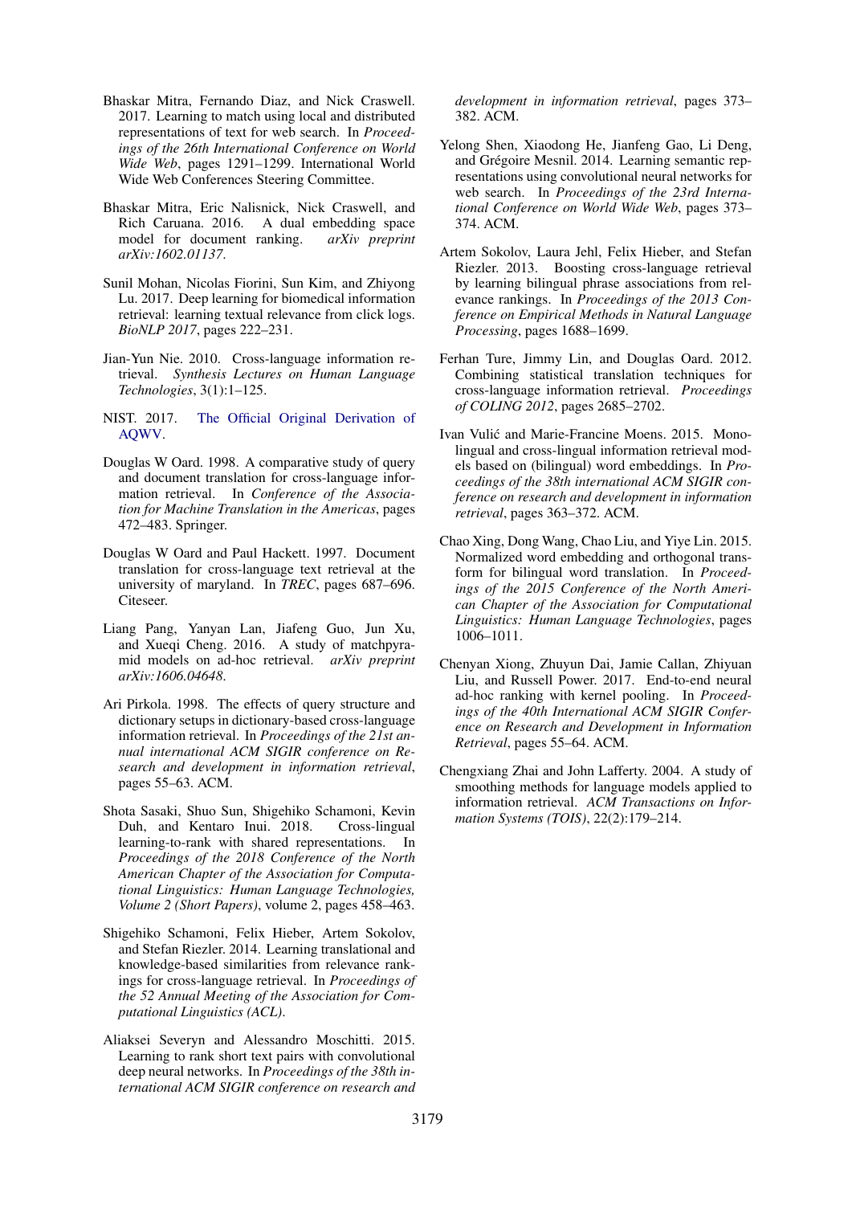Bhaskar Mitra, Fernando Diaz, and Nick Craswell. 2017. Learning to match using local and distributed representations of text for web search. In *Proceedings of the 26th International Conference on World Wide Web*, pages 1291–1299. International World Wide Web Conferences Steering Committee.

Bhaskar Mitra, Eric Nalisnick, Nick Craswell, and Rich Caruana. 2016. A dual embedding space model for document ranking. *arXiv preprint arXiv:1602.01137*.

Sunil Mohan, Nicolas Fiorini, Sun Kim, and Zhiyong Lu. 2017. Deep learning for biomedical information retrieval: learning textual relevance from click logs. *BioNLP 2017*, pages 222–231.

Jian-Yun Nie. 2010. Cross-language information retrieval. *Synthesis Lectures on Human Language Technologies*, 3(1):1–125.

NIST. 2017. The Official Original Derivation of AQWV.

Douglas W Oard. 1998. A comparative study of query and document translation for cross-language information retrieval. In *Conference of the Association for Machine Translation in the Americas*, pages 472–483. Springer.

Douglas W Oard and Paul Hackett. 1997. Document translation for cross-language text retrieval at the university of maryland. In *TREC*, pages 687–696. Citeseer.

Liang Pang, Yanyan Lan, Jiafeng Guo, Jun Xu, and Xueqi Cheng. 2016. A study of matchpyramid models on ad-hoc retrieval. *arXiv preprint arXiv:1606.04648*.

Ari Pirkola. 1998. The effects of query structure and dictionary setups in dictionary-based cross-language information retrieval. In *Proceedings of the 21st annual international ACM SIGIR conference on Research and development in information retrieval*, pages 55–63. ACM.

Shota Sasaki, Shuo Sun, Shigehiko Schamoni, Kevin Duh, and Kentaro Inui. 2018. Cross-lingual learning-to-rank with shared representations. In *Proceedings of the 2018 Conference of the North American Chapter of the Association for Computational Linguistics: Human Language Technologies, Volume 2 (Short Papers)*, volume 2, pages 458–463.

Shigehiko Schamoni, Felix Hieber, Artem Sokolov, and Stefan Riezler. 2014. Learning translational and knowledge-based similarities from relevance rankings for cross-language retrieval. In *Proceedings of the 52 Annual Meeting of the Association for Computational Linguistics (ACL)*.

Aliaksei Severyn and Alessandro Moschitti. 2015. Learning to rank short text pairs with convolutional deep neural networks. In *Proceedings of the 38th international ACM SIGIR conference on research and development in information retrieval*, pages 373–382. ACM.

Yelong Shen, Xiaodong He, Jianfeng Gao, Li Deng, and Grégoire Mesnil. 2014. Learning semantic representations using convolutional neural networks for web search. In *Proceedings of the 23rd International Conference on World Wide Web*, pages 373–374. ACM.

Artem Sokolov, Laura Jehl, Felix Hieber, and Stefan Riezler. 2013. Boosting cross-language retrieval by learning bilingual phrase associations from relevance rankings. In *Proceedings of the 2013 Conference on Empirical Methods in Natural Language Processing*, pages 1688–1699.

Ferhan Ture, Jimmy Lin, and Douglas Oard. 2012. Combining statistical translation techniques for cross-language information retrieval. *Proceedings of COLING 2012*, pages 2685–2702.

Ivan Vulić and Marie-Francine Moens. 2015. Monolingual and cross-lingual information retrieval models based on (bilingual) word embeddings. In *Proceedings of the 38th international ACM SIGIR conference on research and development in information retrieval*, pages 363–372. ACM.

Chao Xing, Dong Wang, Chao Liu, and Yiye Lin. 2015. Normalized word embedding and orthogonal transform for bilingual word translation. In *Proceedings of the 2015 Conference of the North American Chapter of the Association for Computational Linguistics: Human Language Technologies*, pages 1006–1011.

Chenyan Xiong, Zhuyun Dai, Jamie Callan, Zhiyuan Liu, and Russell Power. 2017. End-to-end neural ad-hoc ranking with kernel pooling. In *Proceedings of the 40th International ACM SIGIR Conference on Research and Development in Information Retrieval*, pages 55–64. ACM.

Chengxiang Zhai and John Lafferty. 2004. A study of smoothing methods for language models applied to information retrieval. *ACM Transactions on Information Systems (TOIS)*, 22(2):179–214.